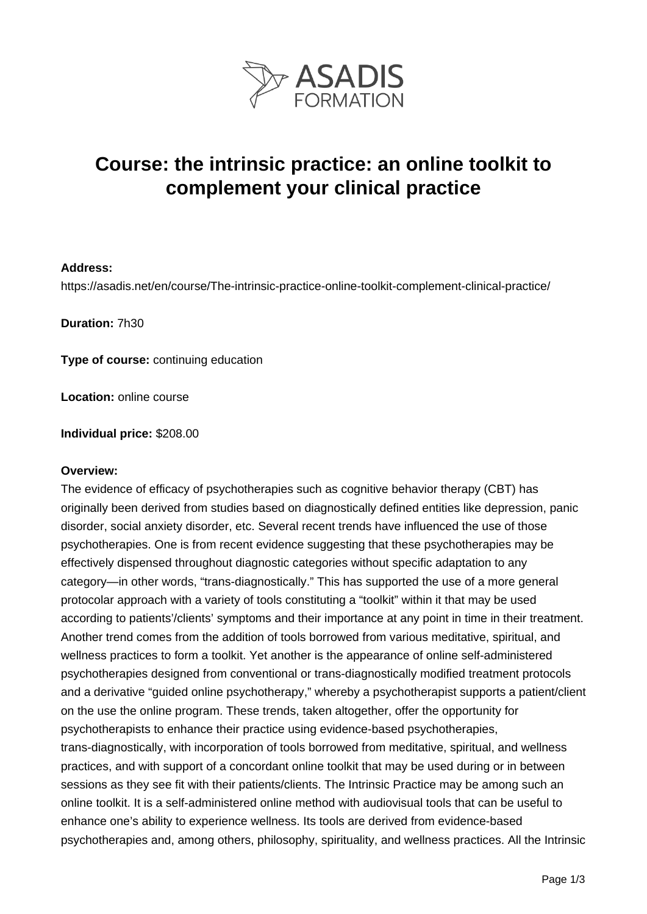ASADIS FORMATION

# Course: the intrinsic practice: an online toolkit to complement your clinical practice

**Address:**
https://asadis.net/en/course/The-intrinsic-practice-online-toolkit-complement-clinical-practice/

**Duration:** 7h30

**Type of course:** continuing education

**Location:** online course

**Individual price:** $208.00

**Overview:**
The evidence of efficacy of psychotherapies such as cognitive behavior therapy (CBT) has originally been derived from studies based on diagnostically defined entities like depression, panic disorder, social anxiety disorder, etc. Several recent trends have influenced the use of those psychotherapies. One is from recent evidence suggesting that these psychotherapies may be effectively dispensed throughout diagnostic categories without specific adaptation to any category—in other words, “trans-diagnostically.” This has supported the use of a more general protocolar approach with a variety of tools constituting a “toolkit” within it that may be used according to patients’/clients’ symptoms and their importance at any point in time in their treatment. Another trend comes from the addition of tools borrowed from various meditative, spiritual, and wellness practices to form a toolkit. Yet another is the appearance of online self-administered psychotherapies designed from conventional or trans-diagnostically modified treatment protocols and a derivative “guided online psychotherapy,” whereby a psychotherapist supports a patient/client on the use the online program. These trends, taken altogether, offer the opportunity for psychotherapists to enhance their practice using evidence-based psychotherapies, trans-diagnostically, with incorporation of tools borrowed from meditative, spiritual, and wellness practices, and with support of a concordant online toolkit that may be used during or in between sessions as they see fit with their patients/clients. The Intrinsic Practice may be among such an online toolkit. It is a self-administered online method with audiovisual tools that can be useful to enhance one’s ability to experience wellness. Its tools are derived from evidence-based psychotherapies and, among others, philosophy, spirituality, and wellness practices. All the Intrinsic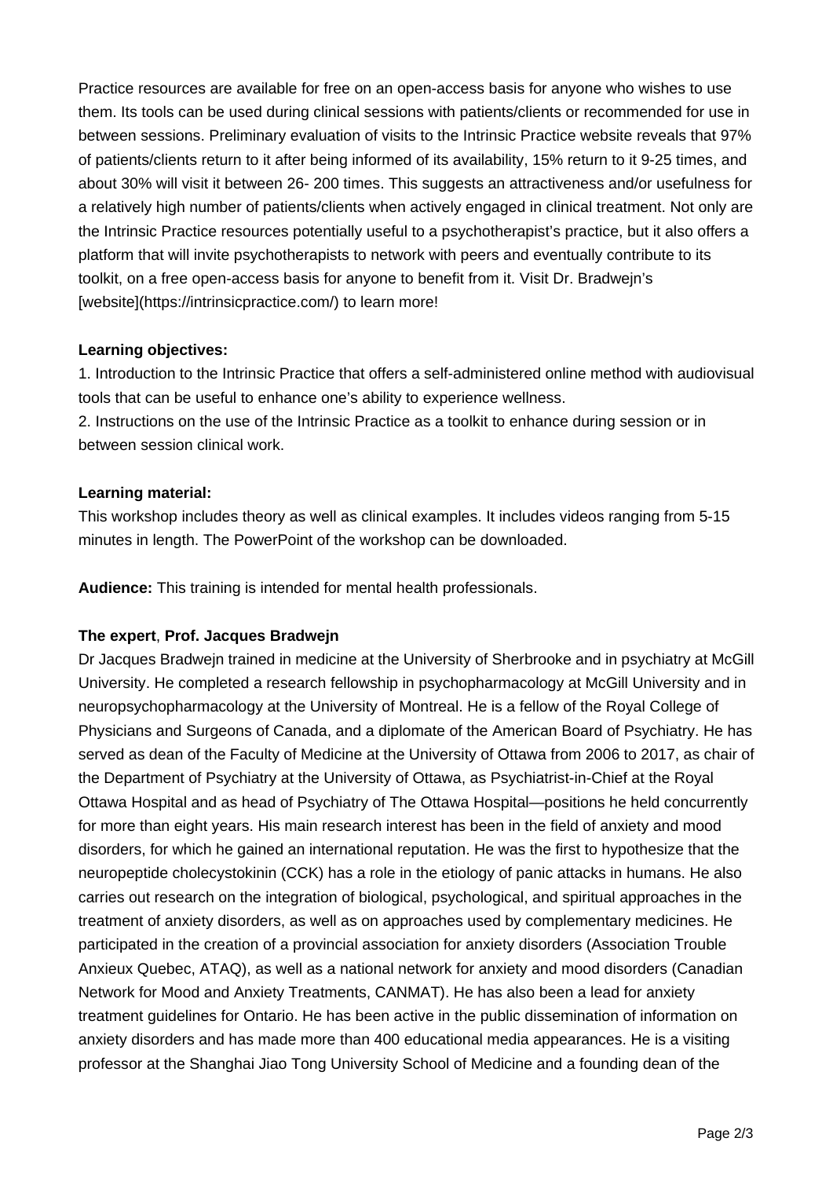Practice resources are available for free on an open-access basis for anyone who wishes to use them. Its tools can be used during clinical sessions with patients/clients or recommended for use in between sessions. Preliminary evaluation of visits to the Intrinsic Practice website reveals that 97% of patients/clients return to it after being informed of its availability, 15% return to it 9-25 times, and about 30% will visit it between 26- 200 times. This suggests an attractiveness and/or usefulness for a relatively high number of patients/clients when actively engaged in clinical treatment. Not only are the Intrinsic Practice resources potentially useful to a psychotherapist's practice, but it also offers a platform that will invite psychotherapists to network with peers and eventually contribute to its toolkit, on a free open-access basis for anyone to benefit from it. Visit Dr. Bradwejn's [website](https://intrinsicpractice.com/) to learn more!

**Learning objectives:**

1. Introduction to the Intrinsic Practice that offers a self-administered online method with audiovisual tools that can be useful to enhance one's ability to experience wellness.
2. Instructions on the use of the Intrinsic Practice as a toolkit to enhance during session or in between session clinical work.

**Learning material:**

This workshop includes theory as well as clinical examples. It includes videos ranging from 5-15 minutes in length. The PowerPoint of the workshop can be downloaded.

**Audience:** This training is intended for mental health professionals.

**The expert**, **Prof. Jacques Bradwejn**

Dr Jacques Bradwejn trained in medicine at the University of Sherbrooke and in psychiatry at McGill University. He completed a research fellowship in psychopharmacology at McGill University and in neuropsychopharmacology at the University of Montreal. He is a fellow of the Royal College of Physicians and Surgeons of Canada, and a diplomate of the American Board of Psychiatry. He has served as dean of the Faculty of Medicine at the University of Ottawa from 2006 to 2017, as chair of the Department of Psychiatry at the University of Ottawa, as Psychiatrist-in-Chief at the Royal Ottawa Hospital and as head of Psychiatry of The Ottawa Hospital—positions he held concurrently for more than eight years. His main research interest has been in the field of anxiety and mood disorders, for which he gained an international reputation. He was the first to hypothesize that the neuropeptide cholecystokinin (CCK) has a role in the etiology of panic attacks in humans. He also carries out research on the integration of biological, psychological, and spiritual approaches in the treatment of anxiety disorders, as well as on approaches used by complementary medicines. He participated in the creation of a provincial association for anxiety disorders (Association Trouble Anxieux Quebec, ATAQ), as well as a national network for anxiety and mood disorders (Canadian Network for Mood and Anxiety Treatments, CANMAT). He has also been a lead for anxiety treatment guidelines for Ontario. He has been active in the public dissemination of information on anxiety disorders and has made more than 400 educational media appearances. He is a visiting professor at the Shanghai Jiao Tong University School of Medicine and a founding dean of the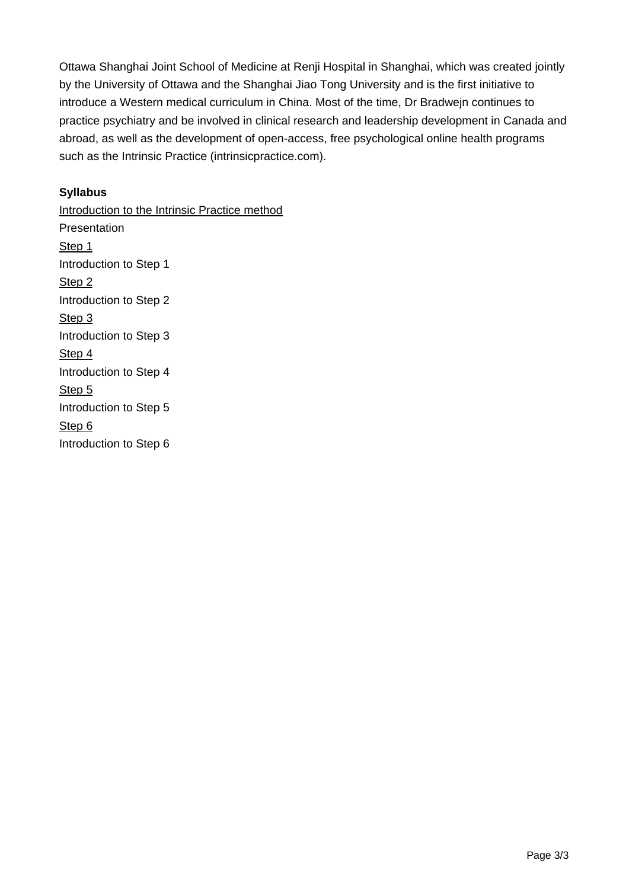Ottawa Shanghai Joint School of Medicine at Renji Hospital in Shanghai, which was created jointly by the University of Ottawa and the Shanghai Jiao Tong University and is the first initiative to introduce a Western medical curriculum in China. Most of the time, Dr Bradwejn continues to practice psychiatry and be involved in clinical research and leadership development in Canada and abroad, as well as the development of open-access, free psychological online health programs such as the Intrinsic Practice (intrinsicpractice.com).

**Syllabus**

Introduction to the Intrinsic Practice method

Presentation

Step 1

Introduction to Step 1

Step 2

Introduction to Step 2

Step 3

Introduction to Step 3

Step 4

Introduction to Step 4

Step 5

Introduction to Step 5

Step 6

Introduction to Step 6